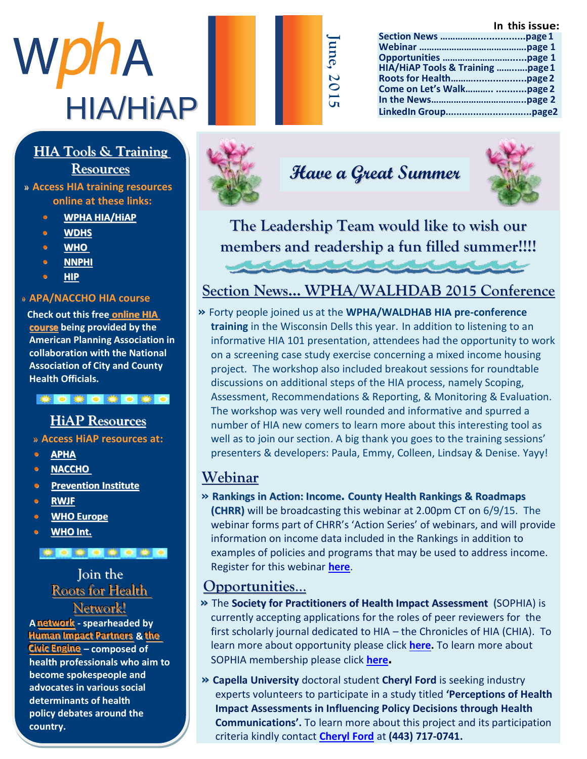# WPHA HIA/HiAP

June, 2015

**In this issue:**

- Section News ..............................page 1
- Webinar .........................................page 1
- Opportunities ...............................page 1
- HIA/HiAP Tools & Training ............page 1
- Roots for Health............................page 2
- Come on Let's Walk........... ...........page 2
- In the News....................................page 2
- LinkedIn Group..............................page2

## HIA Tools & Training Resources

» **Access HIA training resources online at these links:**

- WPHA HIA/HiAP
- WDHS
- WHO
- NNPHI
- HIP

» **APA/NACCHO HIA course**

**Check out this free online HIA course being provided by the American Planning Association in collaboration with the National Association of City and County Health Officials.**

## HiAP Resources

» **Access HiAP resources at:**

- APHA
- NACCHO
- Prevention Institute
- RWJF
- WHO Europe
- WHO Int.

## Join the Roots for Health Network!

**A network - spearheaded by Human Impact Partners & the Civic Engine – composed of health professionals who aim to become spokespeople and advocates in various social determinants of health policy debates around the country.**

## *Have a Great Summer*

**The Leadership Team would like to wish our members and readership a fun filled summer!!!!**

## Section News... WPHA/WALHDAB 2015 Conference

» Forty people joined us at the **WPHA/WALDHAB HIA pre-conference training** in the Wisconsin Dells this year. In addition to listening to an informative HIA 101 presentation, attendees had the opportunity to work on a screening case study exercise concerning a mixed income housing project. The workshop also included breakout sessions for roundtable discussions on additional steps of the HIA process, namely Scoping, Assessment, Recommendations & Reporting, & Monitoring & Evaluation. The workshop was very well rounded and informative and spurred a number of HIA new comers to learn more about this interesting tool as well as to join our section. A big thank you goes to the training sessions' presenters & developers: Paula, Emmy, Colleen, Lindsay & Denise. Yayy!

## Webinar

» **Rankings in Action: Income. County Health Rankings & Roadmaps (CHRR)** will be broadcasting this webinar at 2.00pm CT on 6/9/15. The webinar forms part of CHRR's 'Action Series' of webinars, and will provide information on income data included in the Rankings in addition to examples of policies and programs that may be used to address income. Register for this webinar **here**.

## Opportunities...

» The **Society for Practitioners of Health Impact Assessment** (SOPHIA) is currently accepting applications for the roles of peer reviewers for the first scholarly journal dedicated to HIA – the Chronicles of HIA (CHIA). To learn more about opportunity please click **here.** To learn more about SOPHIA membership please click **here.**

» **Capella University** doctoral student **Cheryl Ford** is seeking industry experts volunteers to participate in a study titled **'Perceptions of Health Impact Assessments in Influencing Policy Decisions through Health Communications'.** To learn more about this project and its participation criteria kindly contact **Cheryl Ford** at **(443) 717-0741.**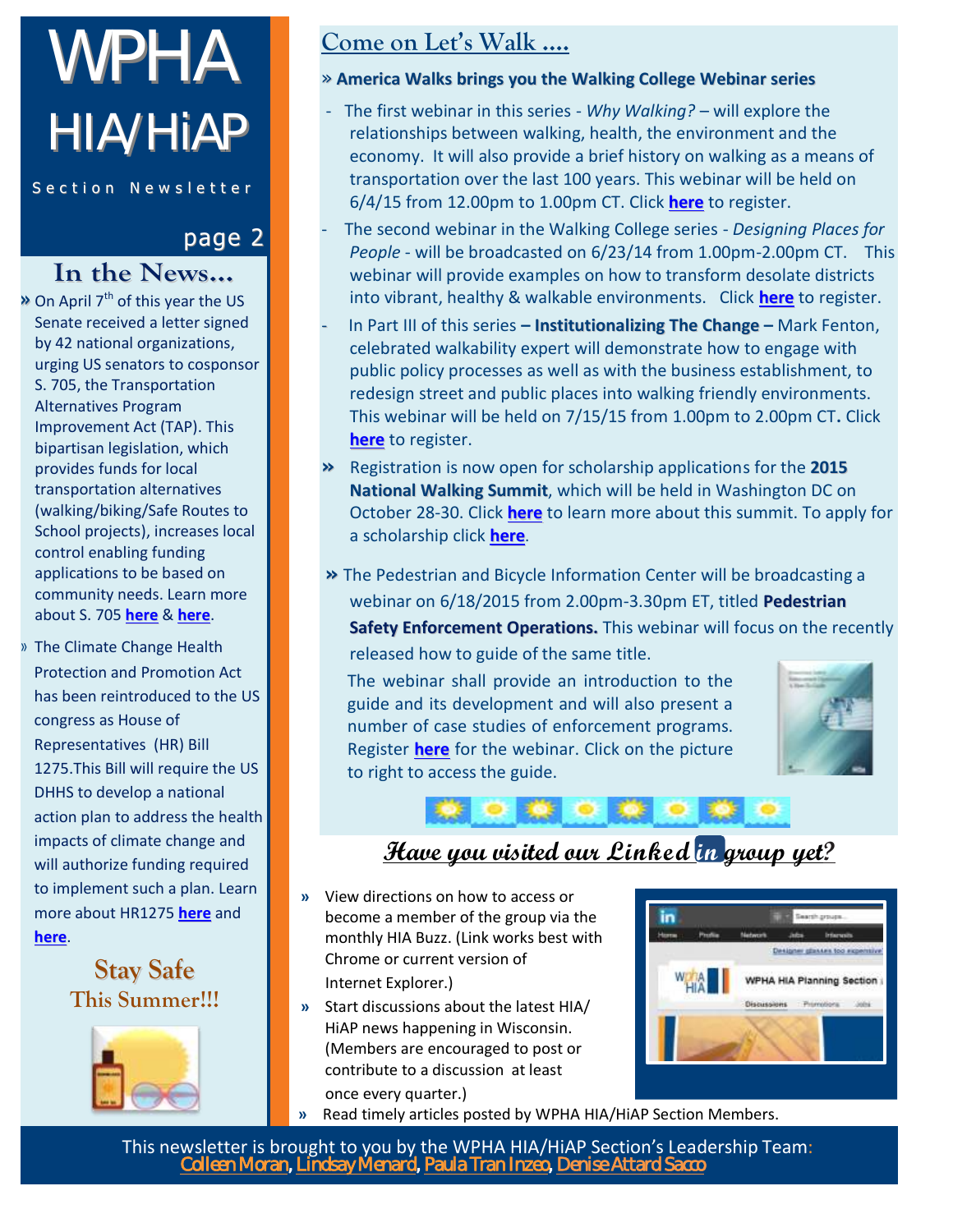# WPHA HIA/HiAP

Section Newsletter

## In the News…

» On April 7th of this year the US Senate received a letter signed by 42 national organizations, urging US senators to cosponsor S. 705, the Transportation Alternatives Program Improvement Act (TAP). This bipartisan legislation, which provides funds for local transportation alternatives (walking/biking/Safe Routes to School projects), increases local control enabling funding applications to be based on community needs. Learn more about S. 705 **here** & **here**.

» The Climate Change Health Protection and Promotion Act has been reintroduced to the US congress as House of Representatives (HR) Bill 1275.This Bill will require the US DHHS to develop a national action plan to address the health impacts of climate change and will authorize funding required to implement such a plan. Learn more about HR1275 **here** and **here**.

**Stay Safe This Summer!!!**

## Come on Let's Walk ….

**» America Walks brings you the Walking College Webinar series**

- The first webinar in this series - *Why Walking?* – will explore the relationships between walking, health, the environment and the economy. It will also provide a brief history on walking as a means of transportation over the last 100 years. This webinar will be held on 6/4/15 from 12.00pm to 1.00pm CT. Click **here** to register.
- The second webinar in the Walking College series - *Designing Places for People* - will be broadcasted on 6/23/14 from 1.00pm-2.00pm CT. This webinar will provide examples on how to transform desolate districts into vibrant, healthy & walkable environments. Click **here** to register.
- In Part III of this series **– Institutionalizing The Change –** Mark Fenton, celebrated walkability expert will demonstrate how to engage with public policy processes as well as with the business establishment, to redesign street and public places into walking friendly environments. This webinar will be held on 7/15/15 from 1.00pm to 2.00pm CT. Click **here** to register.

» Registration is now open for scholarship applications for the **2015 National Walking Summit**, which will be held in Washington DC on October 28-30. Click **here** to learn more about this summit. To apply for a scholarship click **here**.

» The Pedestrian and Bicycle Information Center will be broadcasting a webinar on 6/18/2015 from 2.00pm-3.30pm ET, titled **Pedestrian Safety Enforcement Operations.** This webinar will focus on the recently released how to guide of the same title.

The webinar shall provide an introduction to the guide and its development and will also present a number of case studies of enforcement programs. Register **here** for the webinar. Click on the picture to right to access the guide.

## Have you visited our LinkedIn group yet?

» View directions on how to access or become a member of the group via the monthly HIA Buzz. (Link works best with Chrome or current version of Internet Explorer.)

» Start discussions about the latest HIA/HiAP news happening in Wisconsin. (Members are encouraged to post or contribute to a discussion at least once every quarter.)

» Read timely articles posted by WPHA HIA/HiAP Section Members.

This newsletter is brought to you by the WPHA HIA/HiAP Section's Leadership Team: Colleen Moran, Lindsay Menard, Paula Tran Inzeo, Denise Attard Sacco